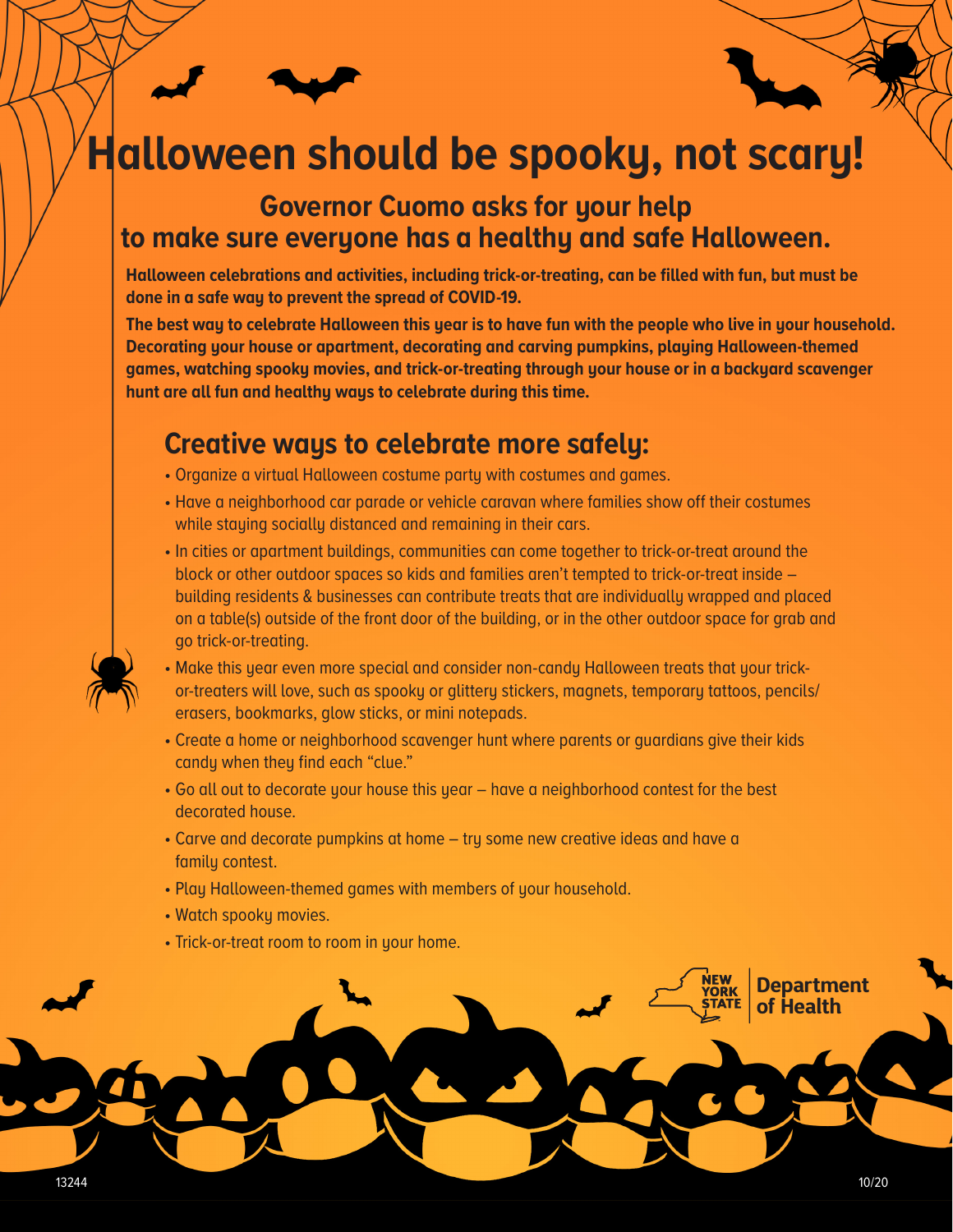# Halloween should be spooky, not scary!

## Governor Cuomo asks for your help to make sure everyone has a healthy and safe Halloween.

**Halloween celebrations and activities, including trick-or-treating, can be filled with fun, but must be done in a safe way to prevent the spread of COVID-19.**

**The best way to celebrate Halloween this year is to have fun with the people who live in your household. Decorating your house or apartment, decorating and carving pumpkins, playing Halloween-themed games, watching spooky movies, and trick-or-treating through your house or in a backyard scavenger hunt are all fun and healthy ways to celebrate during this time.**

## Creative ways to celebrate more safely:

- Organize a virtual Halloween costume party with costumes and games.
- Have a neighborhood car parade or vehicle caravan where families show off their costumes while staying socially distanced and remaining in their cars.
- In cities or apartment buildings, communities can come together to trick-or-treat around the block or other outdoor spaces so kids and families aren't tempted to trick-or-treat inside – building residents & businesses can contribute treats that are individually wrapped and placed on a table(s) outside of the front door of the building, or in the other outdoor space for grab and go trick-or-treating.
- Make this year even more special and consider non-candy Halloween treats that your trick-or-treaters will love, such as spooky or glittery stickers, magnets, temporary tattoos, pencils/erasers, bookmarks, glow sticks, or mini notepads.
- Create a home or neighborhood scavenger hunt where parents or guardians give their kids candy when they find each "clue."
- Go all out to decorate your house this year – have a neighborhood contest for the best decorated house.
- Carve and decorate pumpkins at home – try some new creative ideas and have a family contest.
- Play Halloween-themed games with members of your household.
- Watch spooky movies.
- Trick-or-treat room to room in your home.

NEW YORK STATE | Department of Health

13244 10/20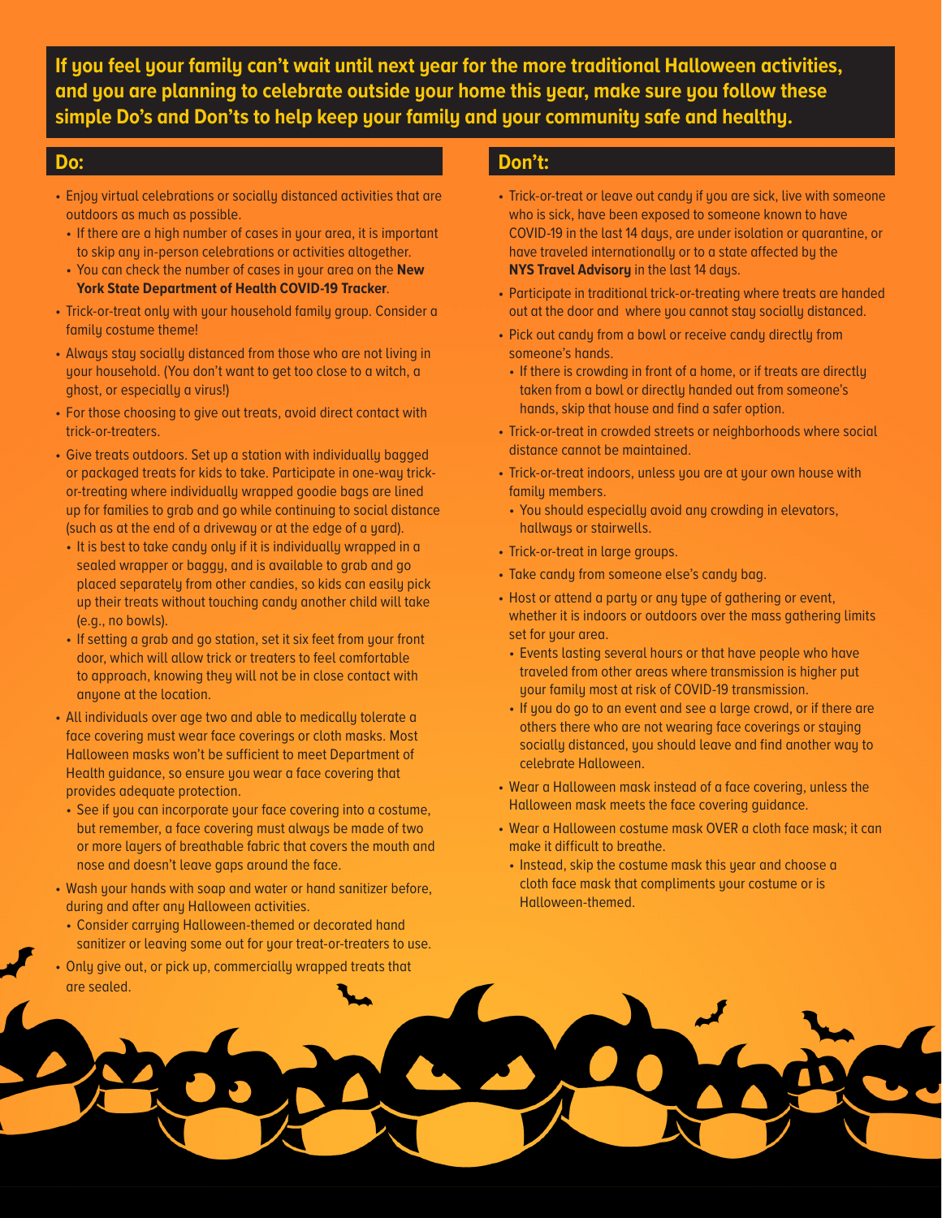**If you feel your family can't wait until next year for the more traditional Halloween activities, and you are planning to celebrate outside your home this year, make sure you follow these simple Do's and Don'ts to help keep your family and your community safe and healthy.**

## Do:

- Enjoy virtual celebrations or socially distanced activities that are outdoors as much as possible.
  - If there are a high number of cases in your area, it is important to skip any in-person celebrations or activities altogether.
  - You can check the number of cases in your area on the **New York State Department of Health COVID-19 Tracker**.
- Trick-or-treat only with your household family group. Consider a family costume theme!
- Always stay socially distanced from those who are not living in your household. (You don't want to get too close to a witch, a ghost, or especially a virus!)
- For those choosing to give out treats, avoid direct contact with trick-or-treaters.
- Give treats outdoors. Set up a station with individually bagged or packaged treats for kids to take. Participate in one-way trick-or-treating where individually wrapped goodie bags are lined up for families to grab and go while continuing to social distance (such as at the end of a driveway or at the edge of a yard).
  - It is best to take candy only if it is individually wrapped in a sealed wrapper or baggy, and is available to grab and go placed separately from other candies, so kids can easily pick up their treats without touching candy another child will take (e.g., no bowls).
  - If setting a grab and go station, set it six feet from your front door, which will allow trick or treaters to feel comfortable to approach, knowing they will not be in close contact with anyone at the location.
- All individuals over age two and able to medically tolerate a face covering must wear face coverings or cloth masks. Most Halloween masks won't be sufficient to meet Department of Health guidance, so ensure you wear a face covering that provides adequate protection.
  - See if you can incorporate your face covering into a costume, but remember, a face covering must always be made of two or more layers of breathable fabric that covers the mouth and nose and doesn't leave gaps around the face.
- Wash your hands with soap and water or hand sanitizer before, during and after any Halloween activities.
  - Consider carrying Halloween-themed or decorated hand sanitizer or leaving some out for your treat-or-treaters to use.
- Only give out, or pick up, commercially wrapped treats that are sealed.

## Don't:

- Trick-or-treat or leave out candy if you are sick, live with someone who is sick, have been exposed to someone known to have COVID-19 in the last 14 days, are under isolation or quarantine, or have traveled internationally or to a state affected by the **NYS Travel Advisory** in the last 14 days.
- Participate in traditional trick-or-treating where treats are handed out at the door and where you cannot stay socially distanced.
- Pick out candy from a bowl or receive candy directly from someone's hands.
  - If there is crowding in front of a home, or if treats are directly taken from a bowl or directly handed out from someone's hands, skip that house and find a safer option.
- Trick-or-treat in crowded streets or neighborhoods where social distance cannot be maintained.
- Trick-or-treat indoors, unless you are at your own house with family members.
  - You should especially avoid any crowding in elevators, hallways or stairwells.
- Trick-or-treat in large groups.
- Take candy from someone else's candy bag.
- Host or attend a party or any type of gathering or event, whether it is indoors or outdoors over the mass gathering limits set for your area.
  - Events lasting several hours or that have people who have traveled from other areas where transmission is higher put your family most at risk of COVID-19 transmission.
  - If you do go to an event and see a large crowd, or if there are others there who are not wearing face coverings or staying socially distanced, you should leave and find another way to celebrate Halloween.
- Wear a Halloween mask instead of a face covering, unless the Halloween mask meets the face covering guidance.
- Wear a Halloween costume mask OVER a cloth face mask; it can make it difficult to breathe.
  - Instead, skip the costume mask this year and choose a cloth face mask that compliments your costume or is Halloween-themed.